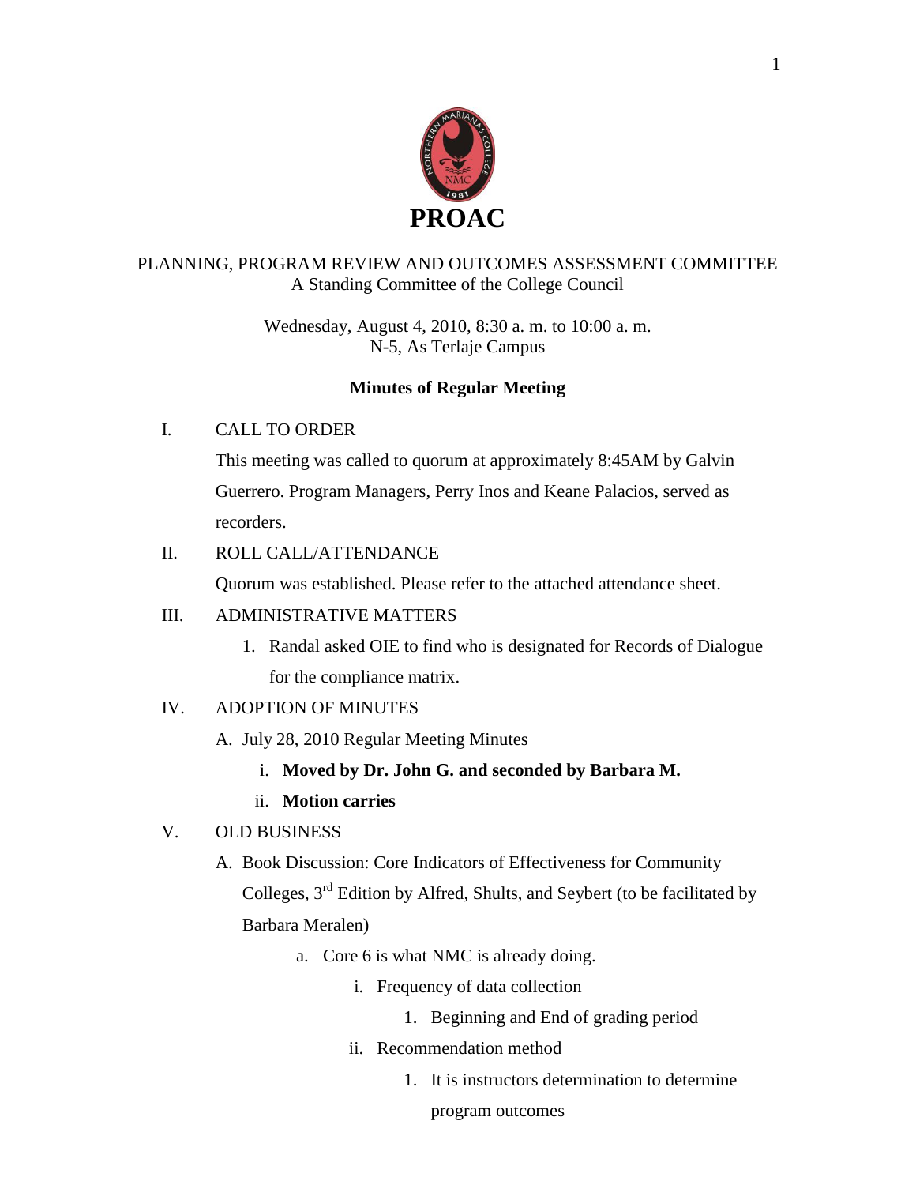# PROAC

PLANNING, PROGRAM REVIEW AND OUTCOMES ASSESSMENT COMMITTEE
A Standing Committee of the College Council

Wednesday, August 4, 2010, 8:30 a. m. to 10:00 a. m.
N-5, As Terlaje Campus

**Minutes of Regular Meeting**

I. CALL TO ORDER

This meeting was called to quorum at approximately 8:45AM by Galvin Guerrero. Program Managers, Perry Inos and Keane Palacios, served as recorders.

II. ROLL CALL/ATTENDANCE

Quorum was established. Please refer to the attached attendance sheet.

III. ADMINISTRATIVE MATTERS

1. Randal asked OIE to find who is designated for Records of Dialogue for the compliance matrix.

IV. ADOPTION OF MINUTES

A. July 28, 2010 Regular Meeting Minutes
   - i. **Moved by Dr. John G. and seconded by Barbara M.**
   - ii. **Motion carries**

V. OLD BUSINESS

A. Book Discussion: Core Indicators of Effectiveness for Community Colleges, 3rd Edition by Alfred, Shults, and Seybert (to be facilitated by Barbara Meralen)
   - a. Core 6 is what NMC is already doing.
     - i. Frequency of data collection
       1. Beginning and End of grading period
     - ii. Recommendation method
       1. It is instructors determination to determine program outcomes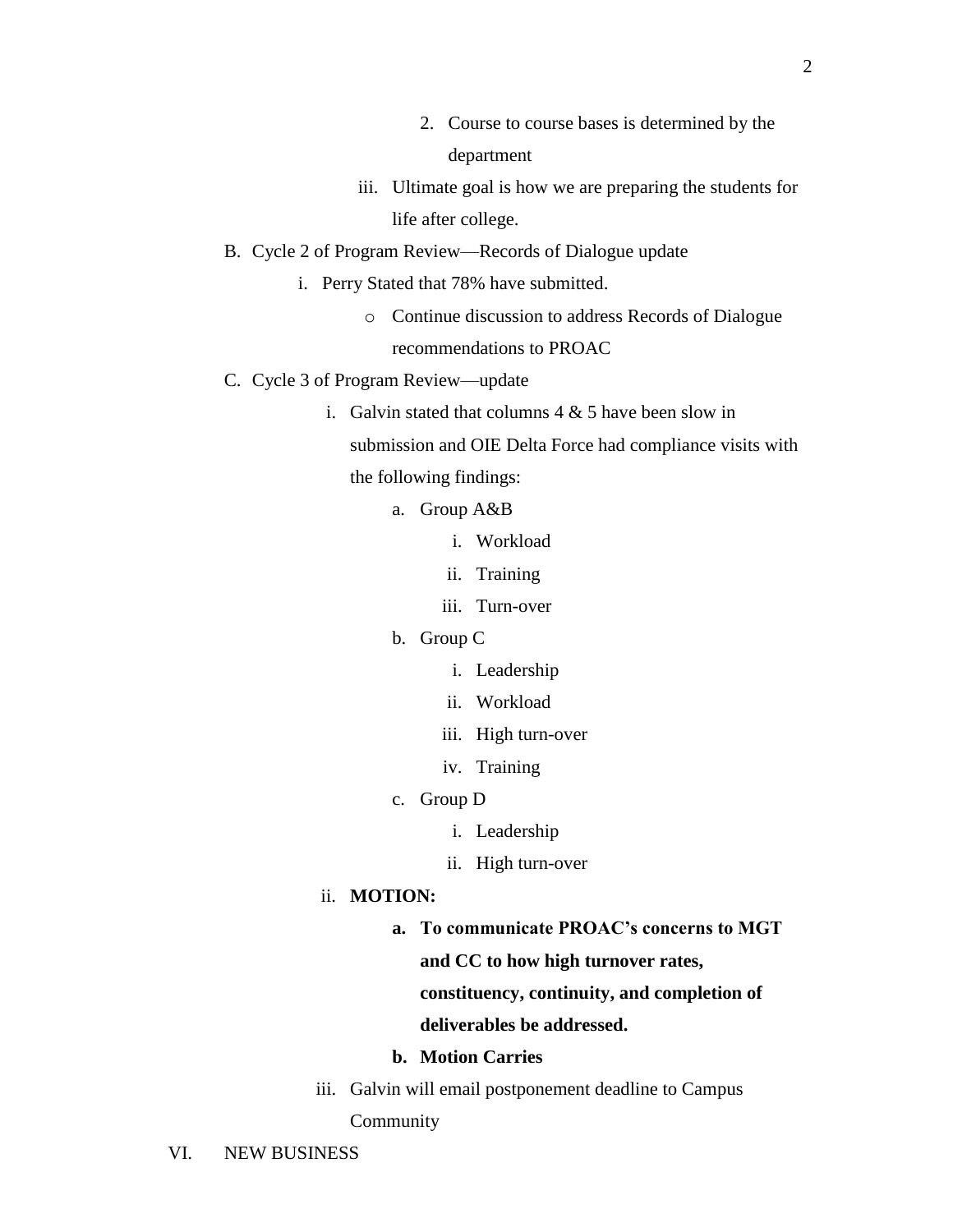2. Course to course bases is determined by the department

iii. Ultimate goal is how we are preparing the students for life after college.

B. Cycle 2 of Program Review—Records of Dialogue update

i. Perry Stated that 78% have submitted.

- Continue discussion to address Records of Dialogue recommendations to PROAC

C. Cycle 3 of Program Review—update

i. Galvin stated that columns 4 & 5 have been slow in submission and OIE Delta Force had compliance visits with the following findings:

a. Group A&B

i. Workload

ii. Training

iii. Turn-over

b. Group C

i. Leadership

ii. Workload

iii. High turn-over

iv. Training

c. Group D

i. Leadership

ii. High turn-over

ii. **MOTION:**

**a. To communicate PROAC's concerns to MGT and CC to how high turnover rates, constituency, continuity, and completion of deliverables be addressed.**

**b. Motion Carries**

iii. Galvin will email postponement deadline to Campus Community

VI. NEW BUSINESS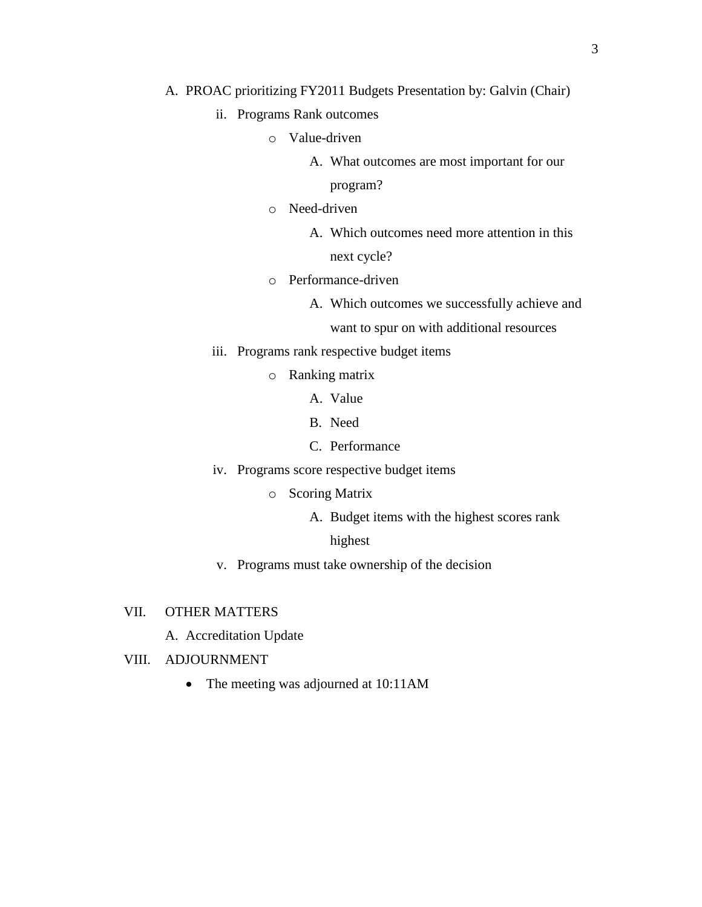A. PROAC prioritizing FY2011 Budgets Presentation by: Galvin (Chair)

  ii. Programs Rank outcomes

    - Value-driven

      A. What outcomes are most important for our program?

    - Need-driven

      A. Which outcomes need more attention in this next cycle?

    - Performance-driven

      A. Which outcomes we successfully achieve and want to spur on with additional resources

  iii. Programs rank respective budget items

    - Ranking matrix

      A. Value

      B. Need

      C. Performance

  iv. Programs score respective budget items

    - Scoring Matrix

      A. Budget items with the highest scores rank highest

  v. Programs must take ownership of the decision

VII. OTHER MATTERS

  A. Accreditation Update

VIII. ADJOURNMENT

  - The meeting was adjourned at 10:11AM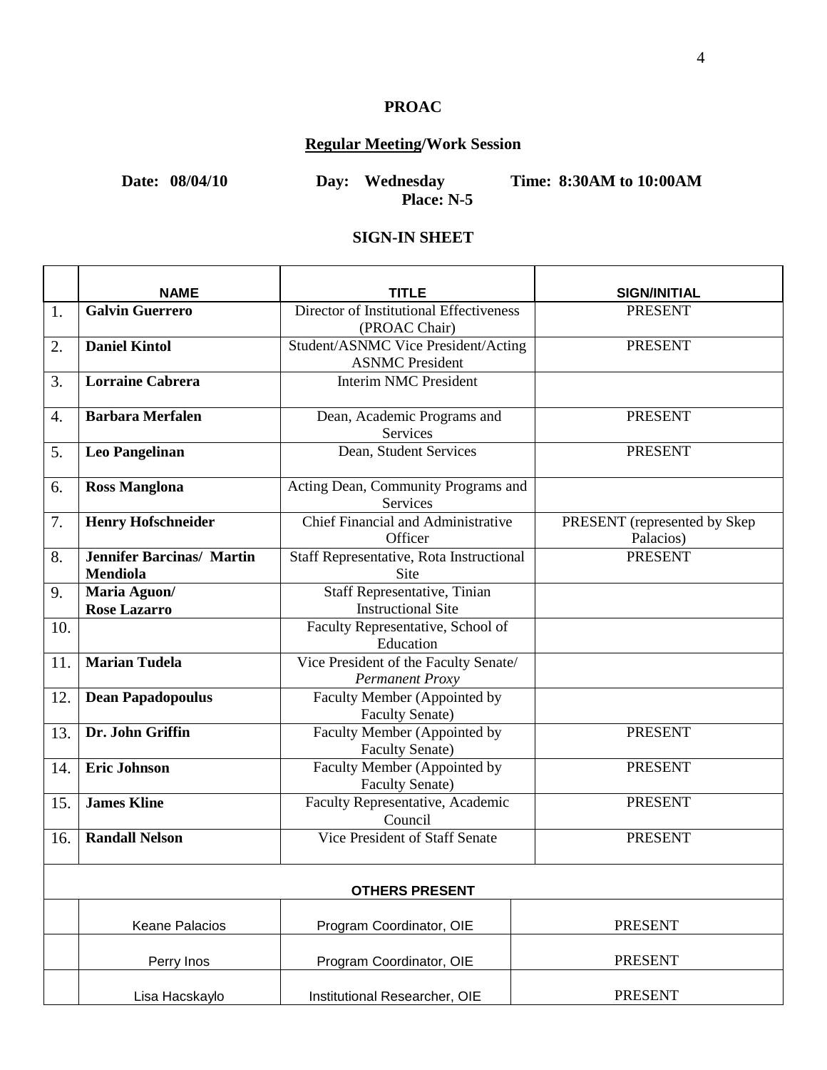**PROAC**

**<u>Regular Meeting</u>/Work Session**

**Date: 08/04/10** **Day: Wednesday** **Time: 8:30AM to 10:00AM**
**Place: N-5**

**SIGN-IN SHEET**

| | NAME | TITLE | SIGN/INITIAL |
|---|---|---|---|
| 1. | **Galvin Guerrero** | Director of Institutional Effectiveness (PROAC Chair) | PRESENT |
| 2. | **Daniel Kintol** | Student/ASNMC Vice President/Acting ASNMC President | PRESENT |
| 3. | **Lorraine Cabrera** | Interim NMC President | |
| 4. | **Barbara Merfalen** | Dean, Academic Programs and Services | PRESENT |
| 5. | **Leo Pangelinan** | Dean, Student Services | PRESENT |
| 6. | **Ross Manglona** | Acting Dean, Community Programs and Services | |
| 7. | **Henry Hofschneider** | Chief Financial and Administrative Officer | PRESENT (represented by Skep Palacios) |
| 8. | **Jennifer Barcinas/ Martin Mendiola** | Staff Representative, Rota Instructional Site | PRESENT |
| 9. | **Maria Aguon/ Rose Lazarro** | Staff Representative, Tinian Instructional Site | |
| 10. | | Faculty Representative, School of Education | |
| 11. | **Marian Tudela** | Vice President of the Faculty Senate/ *Permanent Proxy* | |
| 12. | **Dean Papadopoulus** | Faculty Member (Appointed by Faculty Senate) | |
| 13. | **Dr. John Griffin** | Faculty Member (Appointed by Faculty Senate) | PRESENT |
| 14. | **Eric Johnson** | Faculty Member (Appointed by Faculty Senate) | PRESENT |
| 15. | **James Kline** | Faculty Representative, Academic Council | PRESENT |
| 16. | **Randall Nelson** | Vice President of Staff Senate | PRESENT |
| | | **OTHERS PRESENT** | |
| | Keane Palacios | Program Coordinator, OIE | PRESENT |
| | Perry Inos | Program Coordinator, OIE | PRESENT |
| | Lisa Hacskaylo | Institutional Researcher, OIE | PRESENT |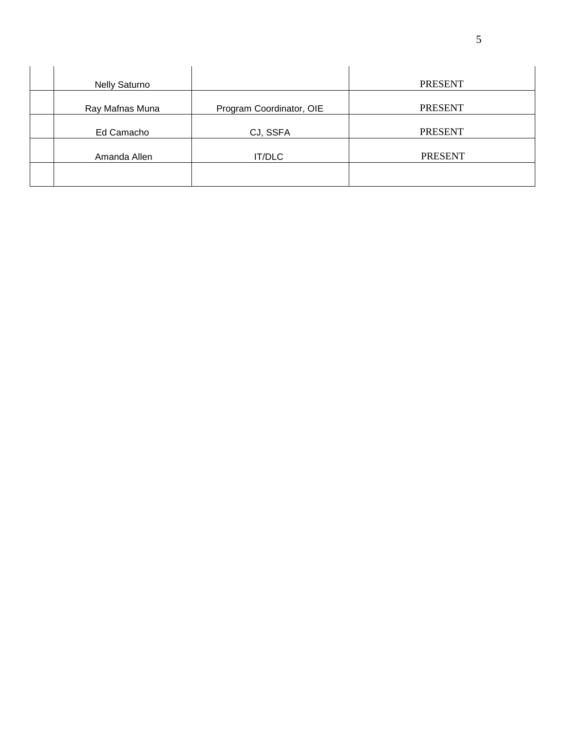| | | | |
|---|---|---|---|
| | Nelly Saturno | | PRESENT |
| | Ray Mafnas Muna | Program Coordinator, OIE | PRESENT |
| | Ed Camacho | CJ, SSFA | PRESENT |
| | Amanda Allen | IT/DLC | PRESENT |
| | | | |